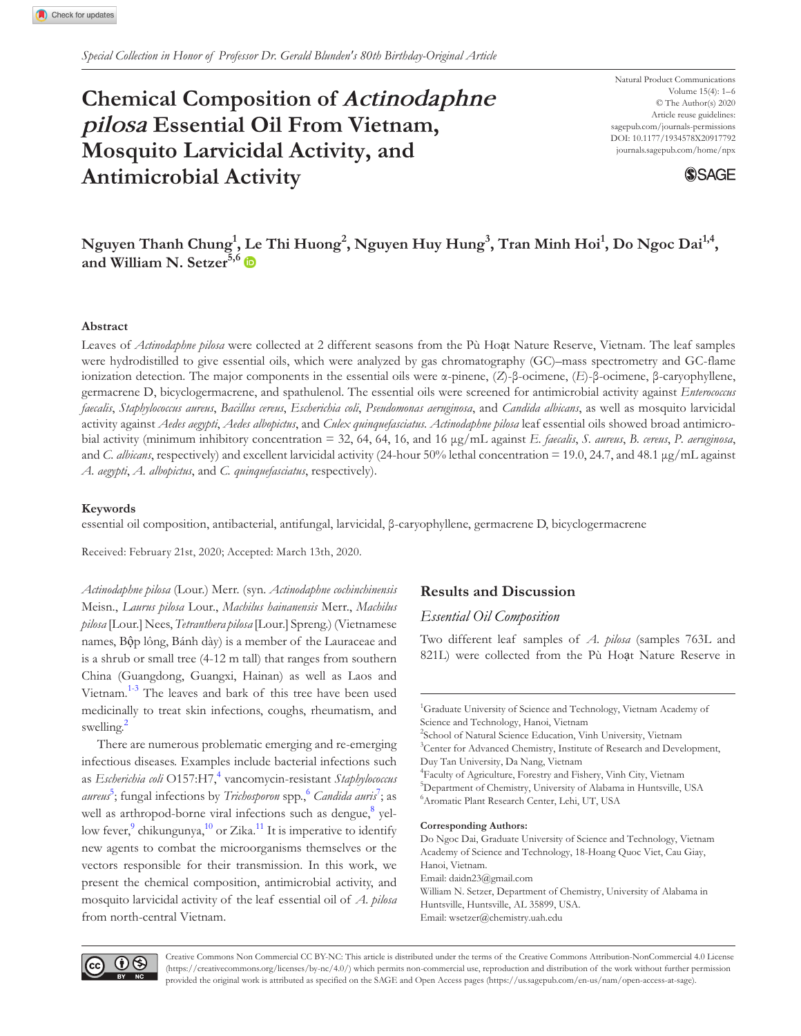*Special Collection in Honor of Professor Dr. Gerald Blunden's 80th Birthday-Original Article*

# Chemical Composition of *Actinodaphne pilosa* Essential Oil From Vietnam, Mosquito Larvicidal Activity, and Antimicrobial Activity

Natural Product Communications
Volume 15(4): 1–6
© The Author(s) 2020
Article reuse guidelines:
sagepub.com/journals-permissions
DOI: 10.1177/1934578X20917792
journals.sagepub.com/home/npx

**Nguyen Thanh Chung[1], Le Thi Huong[2], Nguyen Huy Hung[3], Tran Minh Hoi[1], Do Ngoc Dai[1,4], and William N. Setzer[5,6]**

## Abstract

Leaves of *Actinodaphne pilosa* were collected at 2 different seasons from the Pù Hoạt Nature Reserve, Vietnam. The leaf samples were hydrodistilled to give essential oils, which were analyzed by gas chromatography (GC)–mass spectrometry and GC-flame ionization detection. The major components in the essential oils were α-pinene, (*Z*)-β-ocimene, (*E*)-β-ocimene, β-caryophyllene, germacrene D, bicyclogermacrene, and spathulenol. The essential oils were screened for antimicrobial activity against *Enterococcus faecalis*, *Staphylococcus aureus*, *Bacillus cereus*, *Escherichia coli*, *Pseudomonas aeruginosa*, and *Candida albicans*, as well as mosquito larvicidal activity against *Aedes aegypti*, *Aedes albopictus*, and *Culex quinquefasciatus*. *Actinodaphne pilosa* leaf essential oils showed broad antimicrobial activity (minimum inhibitory concentration = 32, 64, 64, 16, and 16 µg/mL against *E. faecalis*, *S. aureus*, *B. cereus*, *P. aeruginosa*, and *C. albicans*, respectively) and excellent larvicidal activity (24-hour 50% lethal concentration = 19.0, 24.7, and 48.1 µg/mL against *A. aegypti*, *A. albopictus*, and *C. quinquefasciatus*, respectively).

### Keywords

essential oil composition, antibacterial, antifungal, larvicidal, β-caryophyllene, germacrene D, bicyclogermacrene

Received: February 21st, 2020; Accepted: March 13th, 2020.

*Actinodaphne pilosa* (Lour.) Merr. (syn. *Actinodaphne cochinchinensis* Meisn., *Laurus pilosa* Lour., *Machilus hainanensis* Merr., *Machilus pilosa* [Lour.] Nees, *Tetranthera pilosa* [Lour.] Spreng.) (Vietnamese names, Bộp lông, Bánh dày) is a member of the Lauraceae and is a shrub or small tree (4-12 m tall) that ranges from southern China (Guangdong, Guangxi, Hainan) as well as Laos and Vietnam.[1-3] The leaves and bark of this tree have been used medicinally to treat skin infections, coughs, rheumatism, and swelling.[2]

There are numerous problematic emerging and re-emerging infectious diseases. Examples include bacterial infections such as *Escherichia coli* O157:H7,[4] vancomycin-resistant *Staphylococcus aureus*[5]; fungal infections by *Trichosporon* spp.,[6] *Candida auris*[7]; as well as arthropod-borne viral infections such as dengue,[8] yellow fever,[9] chikungunya,[10] or Zika.[11] It is imperative to identify new agents to combat the microorganisms themselves or the vectors responsible for their transmission. In this work, we present the chemical composition, antimicrobial activity, and mosquito larvicidal activity of the leaf essential oil of *A. pilosa* from north-central Vietnam.

## Results and Discussion

### Essential Oil Composition

Two different leaf samples of *A. pilosa* (samples 763L and 821L) were collected from the Pù Hoạt Nature Reserve in

[1]Graduate University of Science and Technology, Vietnam Academy of Science and Technology, Hanoi, Vietnam
[2]School of Natural Science Education, Vinh University, Vietnam
[3]Center for Advanced Chemistry, Institute of Research and Development, Duy Tan University, Da Nang, Vietnam
[4]Faculty of Agriculture, Forestry and Fishery, Vinh City, Vietnam
[5]Department of Chemistry, University of Alabama in Huntsville, USA
[6]Aromatic Plant Research Center, Lehi, UT, USA

**Corresponding Authors:**
Do Ngoc Dai, Graduate University of Science and Technology, Vietnam Academy of Science and Technology, 18-Hoang Quoc Viet, Cau Giay, Hanoi, Vietnam.
Email: daidn23@gmail.com
William N. Setzer, Department of Chemistry, University of Alabama in Huntsville, Huntsville, AL 35899, USA.
Email: wsetzer@chemistry.uah.edu

Creative Commons Non Commercial CC BY-NC: This article is distributed under the terms of the Creative Commons Attribution-NonCommercial 4.0 License (https://creativecommons.org/licenses/by-nc/4.0/) which permits non-commercial use, reproduction and distribution of the work without further permission provided the original work is attributed as specified on the SAGE and Open Access pages (https://us.sagepub.com/en-us/nam/open-access-at-sage).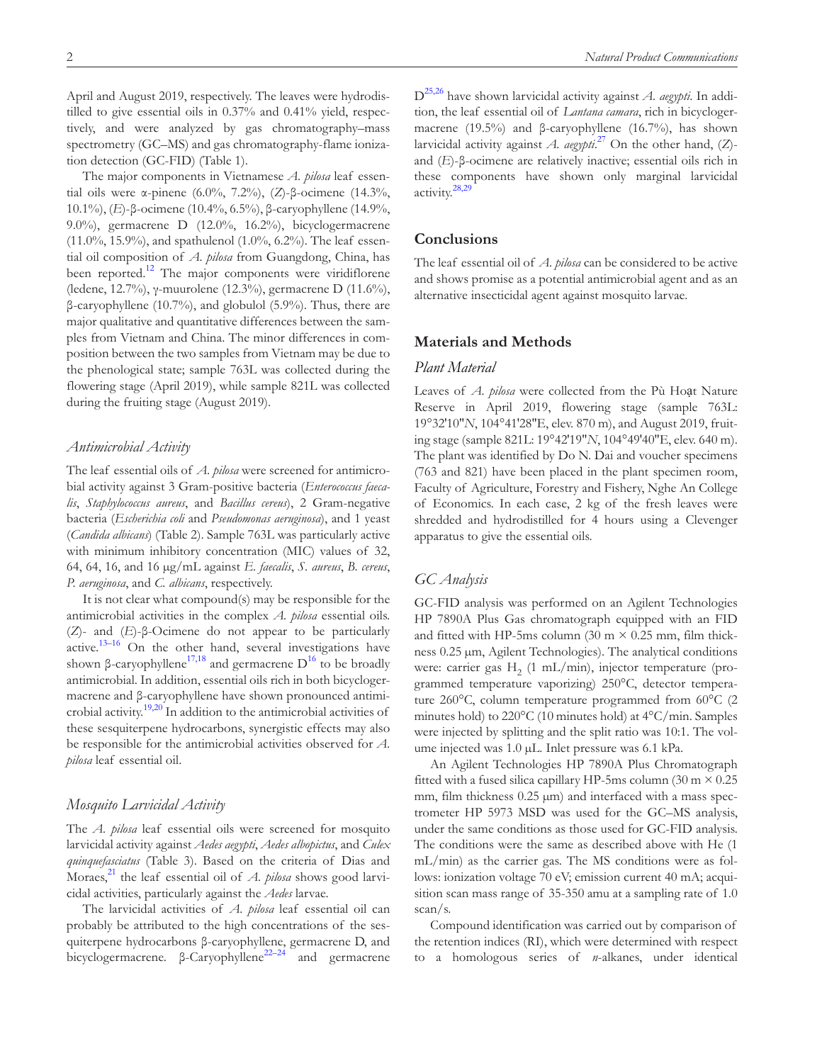April and August 2019, respectively. The leaves were hydrodistilled to give essential oils in 0.37% and 0.41% yield, respectively, and were analyzed by gas chromatography–mass spectrometry (GC–MS) and gas chromatography-flame ionization detection (GC-FID) (Table 1).

The major components in Vietnamese *A. pilosa* leaf essential oils were α-pinene (6.0%, 7.2%), (*Z*)-β-ocimene (14.3%, 10.1%), (*E*)-β-ocimene (10.4%, 6.5%), β-caryophyllene (14.9%, 9.0%), germacrene D (12.0%, 16.2%), bicyclogermacrene (11.0%, 15.9%), and spathulenol (1.0%, 6.2%). The leaf essential oil composition of *A. pilosa* from Guangdong, China, has been reported.[12] The major components were viridiflorene (ledene, 12.7%), γ-muurolene (12.3%), germacrene D (11.6%), β-caryophyllene (10.7%), and globulol (5.9%). Thus, there are major qualitative and quantitative differences between the samples from Vietnam and China. The minor differences in composition between the two samples from Vietnam may be due to the phenological state; sample 763L was collected during the flowering stage (April 2019), while sample 821L was collected during the fruiting stage (August 2019).

### *Antimicrobial Activity*

The leaf essential oils of *A. pilosa* were screened for antimicrobial activity against 3 Gram-positive bacteria (*Enterococcus faecalis*, *Staphylococcus aureus*, and *Bacillus cereus*), 2 Gram-negative bacteria (*Escherichia coli* and *Pseudomonas aeruginosa*), and 1 yeast (*Candida albicans*) (Table 2). Sample 763L was particularly active with minimum inhibitory concentration (MIC) values of 32, 64, 64, 16, and 16 μg/mL against *E. faecalis*, *S. aureus*, *B. cereus*, *P. aeruginosa*, and *C. albicans*, respectively.

It is not clear what compound(s) may be responsible for the antimicrobial activities in the complex *A. pilosa* essential oils. (*Z*)- and (*E*)-β-Ocimene do not appear to be particularly active.[13–16] On the other hand, several investigations have shown β-caryophyllene[17,18] and germacrene D[16] to be broadly antimicrobial. In addition, essential oils rich in both bicyclogermacrene and β-caryophyllene have shown pronounced antimicrobial activity.[19,20] In addition to the antimicrobial activities of these sesquiterpene hydrocarbons, synergistic effects may also be responsible for the antimicrobial activities observed for *A. pilosa* leaf essential oil.

### *Mosquito Larvicidal Activity*

The *A. pilosa* leaf essential oils were screened for mosquito larvicidal activity against *Aedes aegypti*, *Aedes albopictus*, and *Culex quinquefasciatus* (Table 3). Based on the criteria of Dias and Moraes,[21] the leaf essential oil of *A. pilosa* shows good larvicidal activities, particularly against the *Aedes* larvae.

The larvicidal activities of *A. pilosa* leaf essential oil can probably be attributed to the high concentrations of the sesquiterpene hydrocarbons β-caryophyllene, germacrene D, and bicyclogermacrene. β-Caryophyllene[22–24] and germacrene D[25,26] have shown larvicidal activity against *A. aegypti*. In addition, the leaf essential oil of *Lantana camara*, rich in bicyclogermacrene (19.5%) and β-caryophyllene (16.7%), has shown larvicidal activity against *A. aegypti*.[27] On the other hand, (*Z*)- and (*E*)-β-ocimene are relatively inactive; essential oils rich in these components have shown only marginal larvicidal activity.[28,29]

## Conclusions

The leaf essential oil of *A. pilosa* can be considered to be active and shows promise as a potential antimicrobial agent and as an alternative insecticidal agent against mosquito larvae.

## Materials and Methods

### *Plant Material*

Leaves of *A. pilosa* were collected from the Pù Hoạt Nature Reserve in April 2019, flowering stage (sample 763L: 19°32'10"N, 104°41'28"E, elev. 870 m), and August 2019, fruiting stage (sample 821L: 19°42'19"N, 104°49'40"E, elev. 640 m). The plant was identified by Do N. Dai and voucher specimens (763 and 821) have been placed in the plant specimen room, Faculty of Agriculture, Forestry and Fishery, Nghe An College of Economics. In each case, 2 kg of the fresh leaves were shredded and hydrodistilled for 4 hours using a Clevenger apparatus to give the essential oils.

### *GC Analysis*

GC-FID analysis was performed on an Agilent Technologies HP 7890A Plus Gas chromatograph equipped with an FID and fitted with HP-5ms column (30 m × 0.25 mm, film thickness 0.25 μm, Agilent Technologies). The analytical conditions were: carrier gas $H_2$ (1 mL/min), injector temperature (programmed temperature vaporizing) 250°C, detector temperature 260°C, column temperature programmed from 60°C (2 minutes hold) to 220°C (10 minutes hold) at 4°C/min. Samples were injected by splitting and the split ratio was 10:1. The volume injected was 1.0 μL. Inlet pressure was 6.1 kPa.

An Agilent Technologies HP 7890A Plus Chromatograph fitted with a fused silica capillary HP-5ms column (30 m × 0.25 mm, film thickness 0.25 μm) and interfaced with a mass spectrometer HP 5973 MSD was used for the GC–MS analysis, under the same conditions as those used for GC-FID analysis. The conditions were the same as described above with He (1 mL/min) as the carrier gas. The MS conditions were as follows: ionization voltage 70 eV; emission current 40 mA; acquisition scan mass range of 35-350 amu at a sampling rate of 1.0 scan/s.

Compound identification was carried out by comparison of the retention indices (RI), which were determined with respect to a homologous series of *n*-alkanes, under identical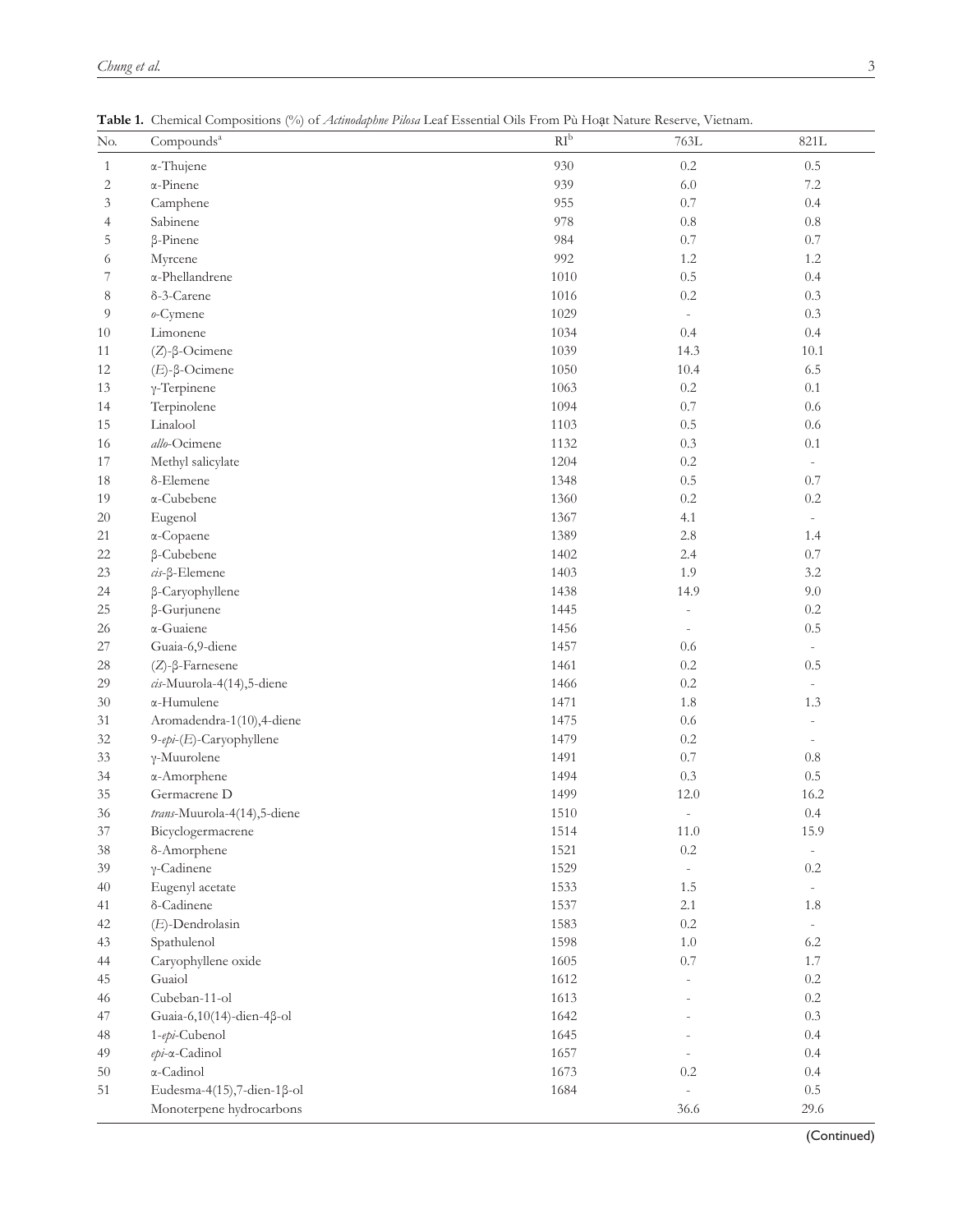**Table 1.** Chemical Compositions (%) of *Actinodaphne Pilosa* Leaf Essential Oils From Pù Hoạt Nature Reserve, Vietnam.

| No. | Compounds[a] | RI[b] | 763L | 821L |
|---|---|---|---|---|
| 1 | α-Thujene | 930 | 0.2 | 0.5 |
| 2 | α-Pinene | 939 | 6.0 | 7.2 |
| 3 | Camphene | 955 | 0.7 | 0.4 |
| 4 | Sabinene | 978 | 0.8 | 0.8 |
| 5 | β-Pinene | 984 | 0.7 | 0.7 |
| 6 | Myrcene | 992 | 1.2 | 1.2 |
| 7 | α-Phellandrene | 1010 | 0.5 | 0.4 |
| 8 | δ-3-Carene | 1016 | 0.2 | 0.3 |
| 9 | *o*-Cymene | 1029 | - | 0.3 |
| 10 | Limonene | 1034 | 0.4 | 0.4 |
| 11 | (*Z*)-β-Ocimene | 1039 | 14.3 | 10.1 |
| 12 | (*E*)-β-Ocimene | 1050 | 10.4 | 6.5 |
| 13 | γ-Terpinene | 1063 | 0.2 | 0.1 |
| 14 | Terpinolene | 1094 | 0.7 | 0.6 |
| 15 | Linalool | 1103 | 0.5 | 0.6 |
| 16 | *allo*-Ocimene | 1132 | 0.3 | 0.1 |
| 17 | Methyl salicylate | 1204 | 0.2 | - |
| 18 | δ-Elemene | 1348 | 0.5 | 0.7 |
| 19 | α-Cubebene | 1360 | 0.2 | 0.2 |
| 20 | Eugenol | 1367 | 4.1 | - |
| 21 | α-Copaene | 1389 | 2.8 | 1.4 |
| 22 | β-Cubebene | 1402 | 2.4 | 0.7 |
| 23 | *cis*-β-Elemene | 1403 | 1.9 | 3.2 |
| 24 | β-Caryophyllene | 1438 | 14.9 | 9.0 |
| 25 | β-Gurjunene | 1445 | - | 0.2 |
| 26 | α-Guaiene | 1456 | - | 0.5 |
| 27 | Guaia-6,9-diene | 1457 | 0.6 | - |
| 28 | (*Z*)-β-Farnesene | 1461 | 0.2 | 0.5 |
| 29 | *cis*-Muurola-4(14),5-diene | 1466 | 0.2 | - |
| 30 | α-Humulene | 1471 | 1.8 | 1.3 |
| 31 | Aromadendra-1(10),4-diene | 1475 | 0.6 | - |
| 32 | 9-*epi*-(*E*)-Caryophyllene | 1479 | 0.2 | - |
| 33 | γ-Muurolene | 1491 | 0.7 | 0.8 |
| 34 | α-Amorphene | 1494 | 0.3 | 0.5 |
| 35 | Germacrene D | 1499 | 12.0 | 16.2 |
| 36 | *trans*-Muurola-4(14),5-diene | 1510 | - | 0.4 |
| 37 | Bicyclogermacrene | 1514 | 11.0 | 15.9 |
| 38 | δ-Amorphene | 1521 | 0.2 | - |
| 39 | γ-Cadinene | 1529 | - | 0.2 |
| 40 | Eugenyl acetate | 1533 | 1.5 | - |
| 41 | δ-Cadinene | 1537 | 2.1 | 1.8 |
| 42 | (*E*)-Dendrolasin | 1583 | 0.2 | - |
| 43 | Spathulenol | 1598 | 1.0 | 6.2 |
| 44 | Caryophyllene oxide | 1605 | 0.7 | 1.7 |
| 45 | Guaiol | 1612 | - | 0.2 |
| 46 | Cubeban-11-ol | 1613 | - | 0.2 |
| 47 | Guaia-6,10(14)-dien-4β-ol | 1642 | - | 0.3 |
| 48 | 1-*epi*-Cubenol | 1645 | - | 0.4 |
| 49 | *epi*-α-Cadinol | 1657 | - | 0.4 |
| 50 | α-Cadinol | 1673 | 0.2 | 0.4 |
| 51 | Eudesma-4(15),7-dien-1β-ol | 1684 | - | 0.5 |
| | Monoterpene hydrocarbons | | 36.6 | 29.6 |

(Continued)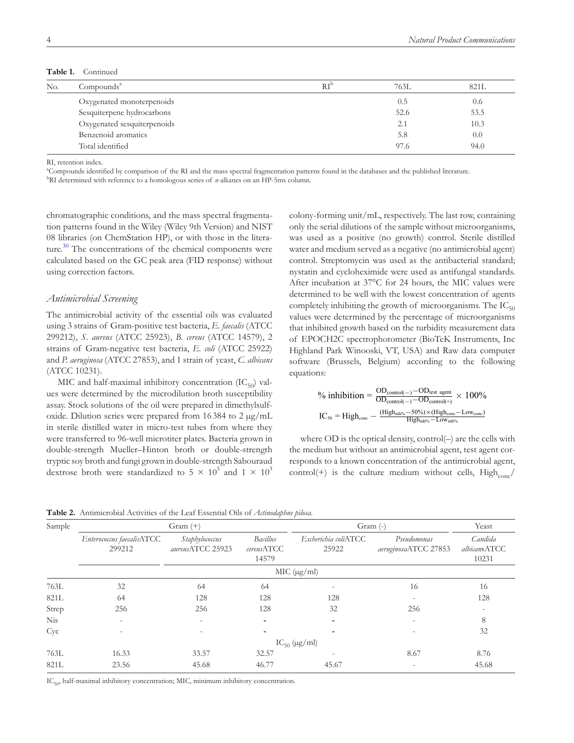**Table 1.** Continued

| No. | Compounds[a] | RI[b] | 763L | 821L |
|---|---|---|---|---|
| | Oxygenated monoterpenoids | | 0.5 | 0.6 |
| | Sesquiterpene hydrocarbons | | 52.6 | 53.5 |
| | Oxygenated sesquiterpenoids | | 2.1 | 10.3 |
| | Benzenoid aromatics | | 5.8 | 0.0 |
| | Total identified | | 97.6 | 94.0 |

RI, retention index.

[a]Compounds identified by comparison of the RI and the mass spectral fragmentation patterns found in the databases and the published literature.

[b]RI determined with reference to a homologous series of *n*-alkanes on an HP-5ms column.

chromatographic conditions, and the mass spectral fragmentation patterns found in the Wiley (Wiley 9th Version) and NIST 08 libraries (on ChemStation HP), or with those in the literature.[30] The concentrations of the chemical components were calculated based on the GC peak area (FID response) without using correction factors.

### *Antimicrobial Screening*

The antimicrobial activity of the essential oils was evaluated using 3 strains of Gram-positive test bacteria, *E. faecalis* (ATCC 299212), *S. aureus* (ATCC 25923), *B. cereus* (ATCC 14579), 2 strains of Gram-negative test bacteria, *E. coli* (ATCC 25922) and *P. aeruginosa* (ATCC 27853), and 1 strain of yeast, *C. albicans* (ATCC 10231).

MIC and half-maximal inhibitory concentration ($IC_{50}$) values were determined by the microdilution broth susceptibility assay. Stock solutions of the oil were prepared in dimethylsulfoxide. Dilution series were prepared from 16 384 to 2 μg/mL in sterile distilled water in micro-test tubes from where they were transferred to 96-well microtiter plates. Bacteria grown in double-strength Mueller–Hinton broth or double-strength tryptic soy broth and fungi grown in double-strength Sabouraud dextrose broth were standardized to $5 \times 10^5$ and $1 \times 10^3$ colony-forming unit/mL, respectively. The last row, containing only the serial dilutions of the sample without microorganisms, was used as a positive (no growth) control. Sterile distilled water and medium served as a negative (no antimicrobial agent) control. Streptomycin was used as the antibacterial standard; nystatin and cycloheximide were used as antifungal standards. After incubation at 37°C for 24 hours, the MIC values were determined to be well with the lowest concentration of agents completely inhibiting the growth of microorganisms. The $IC_{50}$ values were determined by the percentage of microorganisms that inhibited growth based on the turbidity measurement data of EPOCH2C spectrophotometer (BioTeK Instruments, Inc Highland Park Winooski, VT, USA) and Raw data computer software (Brussels, Belgium) according to the following equations:

$$\%\ \text{inhibition} = \frac{OD_{control(-)} - OD_{test\ agent}}{OD_{control(-)} - OD_{control(+)}} \times 100\%$$

$$IC_{50} = High_{conc} - \frac{(High_{inh\%} - 50\%) \times (High_{conc} - Low_{conc})}{High_{inh\%} - Low_{inh\%}}$$

where OD is the optical density, control(–) are the cells with the medium but without an antimicrobial agent, test agent corresponds to a known concentration of the antimicrobial agent, control(+) is the culture medium without cells, $High_{conc}$/

**Table 2.** Antimicrobial Activities of the Leaf Essential Oils of *Actinodaphne pilosa.*

| Sample | Gram (+) | | | Gram (-) | | Yeast |
|---|---|---|---|---|---|---|
| | *Enterococcus faecalis* ATCC 299212 | *Staphylococcus aureus* ATCC 25923 | *Bacillus cereus* ATCC 14579 | *Escherichia coli* ATCC 25922 | *Pseudomonas aeruginosa* ATCC 27853 | *Candida albicans* ATCC 10231 |
| | MIC (μg/ml) | | | | | |
| 763L | 32 | 64 | 64 | - | 16 | 16 |
| 821L | 64 | 128 | 128 | 128 | - | 128 |
| Strep | 256 | 256 | 128 | 32 | 256 | - |
| Nis | - | - | - | - | - | 8 |
| Cyc | - | - | - | - | - | 32 |
| | $IC_{50}$ (μg/ml) | | | | | |
| 763L | 16.33 | 33.57 | 32.57 | - | 8.67 | 8.76 |
| 821L | 23.56 | 45.68 | 46.77 | 45.67 | - | 45.68 |

$IC_{50}$, half-maximal inhibitory concentration; MIC, minimum inhibitory concentration.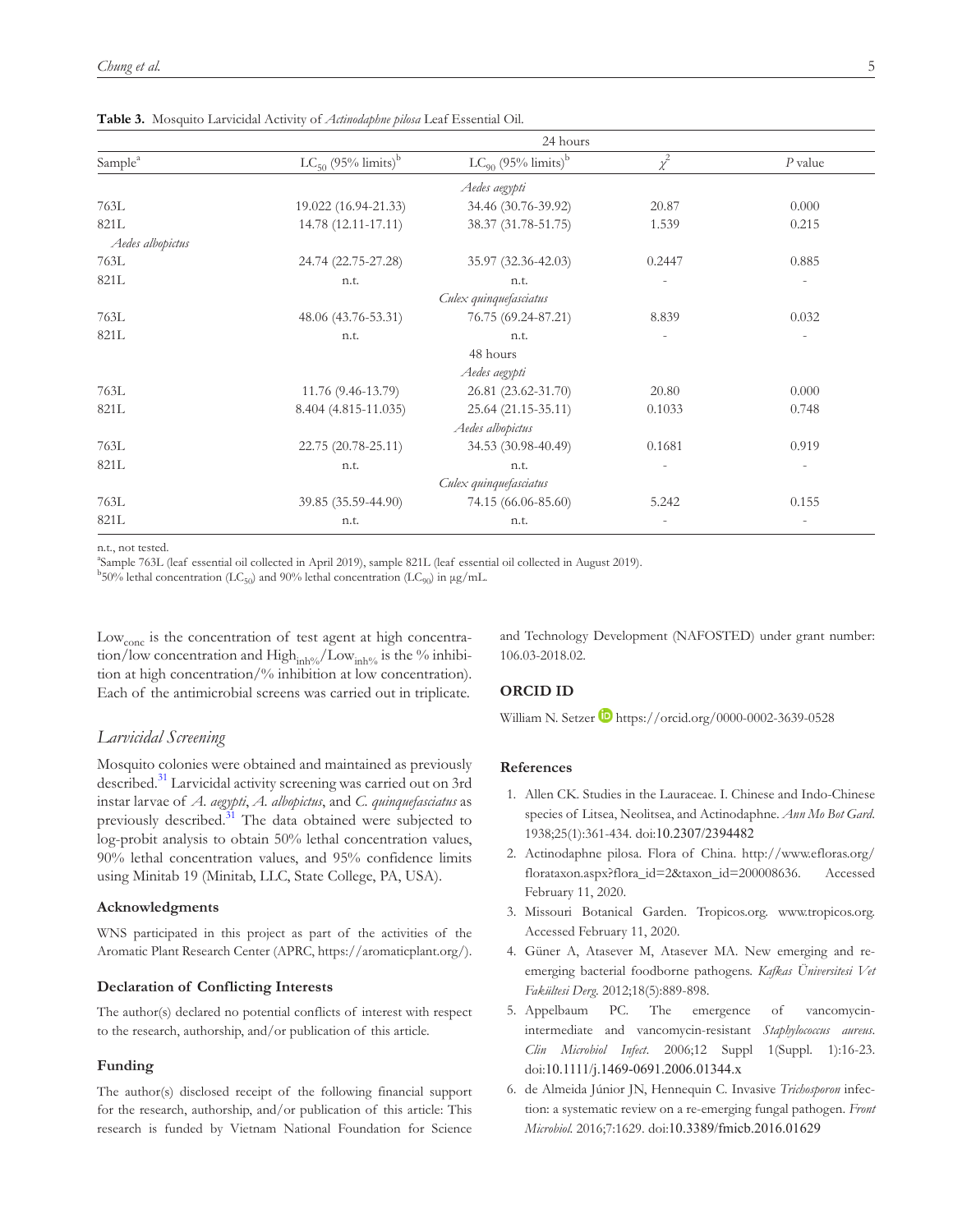**Table 3.** Mosquito Larvicidal Activity of *Actinodaphne pilosa* Leaf Essential Oil.

| | 24 hours | | | |
|---|---|---|---|---|
| Sample[a] | $LC_{50}$ (95% limits)[b] | $LC_{90}$ (95% limits)[b] | $\chi^2$ | *P* value |
| | | *Aedes aegypti* | | |
| 763L | 19.022 (16.94-21.33) | 34.46 (30.76-39.92) | 20.87 | 0.000 |
| 821L | 14.78 (12.11-17.11) | 38.37 (31.78-51.75) | 1.539 | 0.215 |
| *Aedes albopictus* | | | | |
| 763L | 24.74 (22.75-27.28) | 35.97 (32.36-42.03) | 0.2447 | 0.885 |
| 821L | n.t. | n.t. | - | - |
| | | *Culex quinquefasciatus* | | |
| 763L | 48.06 (43.76-53.31) | 76.75 (69.24-87.21) | 8.839 | 0.032 |
| 821L | n.t. | n.t. | - | - |
| | | 48 hours | | |
| | | *Aedes aegypti* | | |
| 763L | 11.76 (9.46-13.79) | 26.81 (23.62-31.70) | 20.80 | 0.000 |
| 821L | 8.404 (4.815-11.035) | 25.64 (21.15-35.11) | 0.1033 | 0.748 |
| | | *Aedes albopictus* | | |
| 763L | 22.75 (20.78-25.11) | 34.53 (30.98-40.49) | 0.1681 | 0.919 |
| 821L | n.t. | n.t. | - | - |
| | | *Culex quinquefasciatus* | | |
| 763L | 39.85 (35.59-44.90) | 74.15 (66.06-85.60) | 5.242 | 0.155 |
| 821L | n.t. | n.t. | - | - |

n.t., not tested.

[a]Sample 763L (leaf essential oil collected in April 2019), sample 821L (leaf essential oil collected in August 2019).

[b]50% lethal concentration ($LC_{50}$) and 90% lethal concentration ($LC_{90}$) in μg/mL.

$Low_{conc}$ is the concentration of test agent at high concentration/low concentration and $High_{inh\%}/Low_{inh\%}$ is the % inhibition at high concentration/% inhibition at low concentration). Each of the antimicrobial screens was carried out in triplicate.

## Larvicidal Screening

Mosquito colonies were obtained and maintained as previously described.[31] Larvicidal activity screening was carried out on 3rd instar larvae of *A. aegypti*, *A. albopictus*, and *C. quinquefasciatus* as previously described.[31] The data obtained were subjected to log-probit analysis to obtain 50% lethal concentration values, 90% lethal concentration values, and 95% confidence limits using Minitab 19 (Minitab, LLC, State College, PA, USA).

### Acknowledgments

WNS participated in this project as part of the activities of the Aromatic Plant Research Center (APRC, https://aromaticplant.org/).

### Declaration of Conflicting Interests

The author(s) declared no potential conflicts of interest with respect to the research, authorship, and/or publication of this article.

### Funding

The author(s) disclosed receipt of the following financial support for the research, authorship, and/or publication of this article: This research is funded by Vietnam National Foundation for Science and Technology Development (NAFOSTED) under grant number: 106.03-2018.02.

### ORCID ID

William N. Setzer https://orcid.org/0000-0002-3639-0528

### References

1. Allen CK. Studies in the Lauraceae. I. Chinese and Indo-Chinese species of Litsea, Neolitsea, and Actinodaphne. *Ann Mo Bot Gard*. 1938;25(1):361-434. doi:10.2307/2394482
2. Actinodaphne pilosa. Flora of China. http://www.efloras.org/florataxon.aspx?flora_id=2&taxon_id=200008636. Accessed February 11, 2020.
3. Missouri Botanical Garden. Tropicos.org. www.tropicos.org. Accessed February 11, 2020.
4. Güner A, Atasever M, Atasever MA. New emerging and re-emerging bacterial foodborne pathogens. *Kafkas Üniversitesi Vet Fakültesi Derg*. 2012;18(5):889-898.
5. Appelbaum PC. The emergence of vancomycin-intermediate and vancomycin-resistant *Staphylococcus aureus*. *Clin Microbiol Infect*. 2006;12 Suppl 1(Suppl. 1):16-23. doi:10.1111/j.1469-0691.2006.01344.x
6. de Almeida Júnior JN, Hennequin C. Invasive *Trichosporon* infection: a systematic review on a re-emerging fungal pathogen. *Front Microbiol*. 2016;7:1629. doi:10.3389/fmicb.2016.01629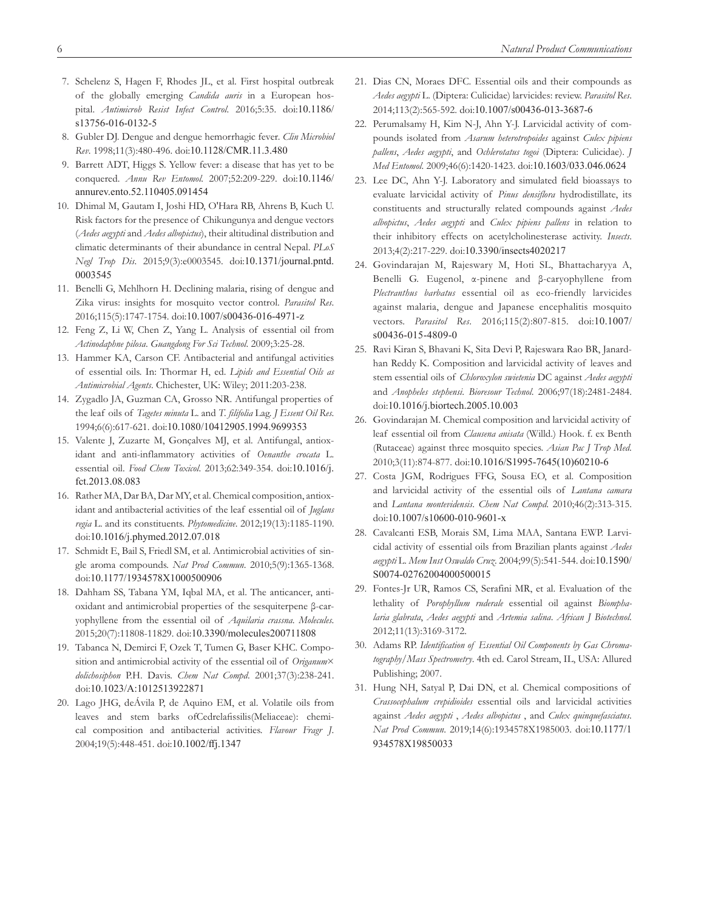7. Schelenz S, Hagen F, Rhodes JL, et al. First hospital outbreak of the globally emerging *Candida auris* in a European hospital. *Antimicrob Resist Infect Control*. 2016;5:35. doi:10.1186/s13756-016-0132-5
8. Gubler DJ. Dengue and dengue hemorrhagic fever. *Clin Microbiol Rev*. 1998;11(3):480-496. doi:10.1128/CMR.11.3.480
9. Barrett ADT, Higgs S. Yellow fever: a disease that has yet to be conquered. *Annu Rev Entomol*. 2007;52:209-229. doi:10.1146/annurev.ento.52.110405.091454
10. Dhimal M, Gautam I, Joshi HD, O'Hara RB, Ahrens B, Kuch U. Risk factors for the presence of Chikungunya and dengue vectors (*Aedes aegypti* and *Aedes albopictus*), their altitudinal distribution and climatic determinants of their abundance in central Nepal. *PLoS Negl Trop Dis*. 2015;9(3):e0003545. doi:10.1371/journal.pntd.0003545
11. Benelli G, Mehlhorn H. Declining malaria, rising of dengue and Zika virus: insights for mosquito vector control. *Parasitol Res*. 2016;115(5):1747-1754. doi:10.1007/s00436-016-4971-z
12. Feng Z, Li W, Chen Z, Yang L. Analysis of essential oil from *Actinodaphne pilosa*. *Guangdong For Sci Technol*. 2009;3:25-28.
13. Hammer KA, Carson CF. Antibacterial and antifungal activities of essential oils. In: Thormar H, ed. *Lipids and Essential Oils as Antimicrobial Agents*. Chichester, UK: Wiley; 2011:203-238.
14. Zygadlo JA, Guzman CA, Grosso NR. Antifungal properties of the leaf oils of *Tagetes minuta* L. and *T. filifolia* Lag. *J Essent Oil Res*. 1994;6(6):617-621. doi:10.1080/10412905.1994.9699353
15. Valente J, Zuzarte M, Gonçalves MJ, et al. Antifungal, antioxidant and anti-inflammatory activities of *Oenanthe crocata* L. essential oil. *Food Chem Toxicol*. 2013;62:349-354. doi:10.1016/j.fct.2013.08.083
16. Rather MA, Dar BA, Dar MY, et al. Chemical composition, antioxidant and antibacterial activities of the leaf essential oil of *Juglans regia* L. and its constituents. *Phytomedicine*. 2012;19(13):1185-1190. doi:10.1016/j.phymed.2012.07.018
17. Schmidt E, Bail S, Friedl SM, et al. Antimicrobial activities of single aroma compounds. *Nat Prod Commun*. 2010;5(9):1365-1368. doi:10.1177/1934578X1000500906
18. Dahham SS, Tabana YM, Iqbal MA, et al. The anticancer, antioxidant and antimicrobial properties of the sesquiterpene β-caryophyllene from the essential oil of *Aquilaria crassna*. *Molecules*. 2015;20(7):11808-11829. doi:10.3390/molecules200711808
19. Tabanca N, Demirci F, Ozek T, Tumen G, Baser KHC. Composition and antimicrobial activity of the essential oil of *Origanum× dolichosiphon* P.H. Davis. *Chem Nat Compd*. 2001;37(3):238-241. doi:10.1023/A:1012513922871
20. Lago JHG, deÁvila P, de Aquino EM, et al. Volatile oils from leaves and stem barks ofCedrelafissilis(Meliaceae): chemical composition and antibacterial activities. *Flavour Fragr J*. 2004;19(5):448-451. doi:10.1002/ffj.1347
21. Dias CN, Moraes DFC. Essential oils and their compounds as *Aedes aegypti* L. (Diptera: Culicidae) larvicides: review. *Parasitol Res*. 2014;113(2):565-592. doi:10.1007/s00436-013-3687-6
22. Perumalsamy H, Kim N-J, Ahn Y-J. Larvicidal activity of compounds isolated from *Asarum heterotropoides* against *Culex pipiens pallens*, *Aedes aegypti*, and *Ochlerotatus togoi* (Diptera: Culicidae). *J Med Entomol*. 2009;46(6):1420-1423. doi:10.1603/033.046.0624
23. Lee DC, Ahn Y-J. Laboratory and simulated field bioassays to evaluate larvicidal activity of *Pinus densiflora* hydrodistillate, its constituents and structurally related compounds against *Aedes albopictus*, *Aedes aegypti* and *Culex pipiens pallens* in relation to their inhibitory effects on acetylcholinesterase activity. *Insects*. 2013;4(2):217-229. doi:10.3390/insects4020217
24. Govindarajan M, Rajeswary M, Hoti SL, Bhattacharyya A, Benelli G. Eugenol, α-pinene and β-caryophyllene from *Plectranthus barbatus* essential oil as eco-friendly larvicides against malaria, dengue and Japanese encephalitis mosquito vectors. *Parasitol Res*. 2016;115(2):807-815. doi:10.1007/s00436-015-4809-0
25. Ravi Kiran S, Bhavani K, Sita Devi P, Rajeswara Rao BR, Janardhan Reddy K. Composition and larvicidal activity of leaves and stem essential oils of *Chloroxylon swietenia* DC against *Aedes aegypti* and *Anopheles stephensi*. *Bioresour Technol*. 2006;97(18):2481-2484. doi:10.1016/j.biortech.2005.10.003
26. Govindarajan M. Chemical composition and larvicidal activity of leaf essential oil from *Clausena anisata* (Willd.) Hook. f. ex Benth (Rutaceae) against three mosquito species. *Asian Pac J Trop Med*. 2010;3(11):874-877. doi:10.1016/S1995-7645(10)60210-6
27. Costa JGM, Rodrigues FFG, Sousa EO, et al. Composition and larvicidal activity of the essential oils of *Lantana camara* and *Lantana montevidensis*. *Chem Nat Compd*. 2010;46(2):313-315. doi:10.1007/s10600-010-9601-x
28. Cavalcanti ESB, Morais SM, Lima MAA, Santana EWP. Larvicidal activity of essential oils from Brazilian plants against *Aedes aegypti* L. *Mem Inst Oswaldo Cruz*. 2004;99(5):541-544. doi:10.1590/S0074-02762004000500015
29. Fontes-Jr UR, Ramos CS, Serafini MR, et al. Evaluation of the lethality of *Porophyllum ruderale* essential oil against *Biomphalaria glabrata*, *Aedes aegypti* and *Artemia salina*. *African J Biotechnol*. 2012;11(13):3169-3172.
30. Adams RP. *Identification of Essential Oil Components by Gas Chromatography/Mass Spectrometry*. 4th ed. Carol Stream, IL, USA: Allured Publishing; 2007.
31. Hung NH, Satyal P, Dai DN, et al. Chemical compositions of *Crassocephalum crepidioides* essential oils and larvicidal activities against *Aedes aegypti* , *Aedes albopictus* , and *Culex quinquefasciatus*. *Nat Prod Commun*. 2019;14(6):1934578X1985003. doi:10.1177/1934578X19850033